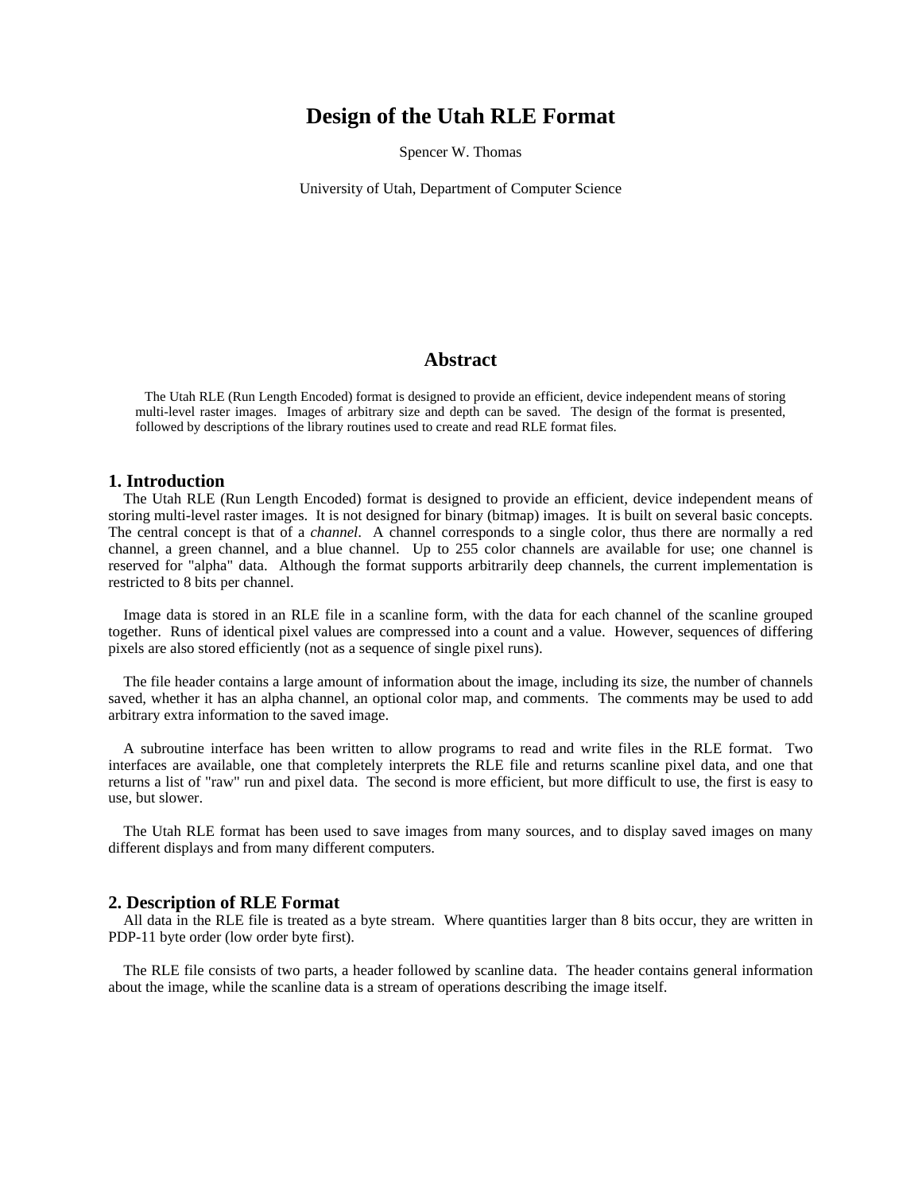# Design of the Utah RLE Format

Spencer W. Thomas

University of Utah, Department of Computer Science

## Abstract

The Utah RLE (Run Length Encoded) format is designed to provide an efficient, device independent means of storing multi-level raster images. Images of arbitrary size and depth can be saved. The design of the format is presented, followed by descriptions of the library routines used to create and read RLE format files.

## 1. Introduction

The Utah RLE (Run Length Encoded) format is designed to provide an efficient, device independent means of storing multi-level raster images. It is not designed for binary (bitmap) images. It is built on several basic concepts. The central concept is that of a *channel*. A channel corresponds to a single color, thus there are normally a red channel, a green channel, and a blue channel. Up to 255 color channels are available for use; one channel is reserved for "alpha" data. Although the format supports arbitrarily deep channels, the current implementation is restricted to 8 bits per channel.

Image data is stored in an RLE file in a scanline form, with the data for each channel of the scanline grouped together. Runs of identical pixel values are compressed into a count and a value. However, sequences of differing pixels are also stored efficiently (not as a sequence of single pixel runs).

The file header contains a large amount of information about the image, including its size, the number of channels saved, whether it has an alpha channel, an optional color map, and comments. The comments may be used to add arbitrary extra information to the saved image.

A subroutine interface has been written to allow programs to read and write files in the RLE format. Two interfaces are available, one that completely interprets the RLE file and returns scanline pixel data, and one that returns a list of "raw" run and pixel data. The second is more efficient, but more difficult to use, the first is easy to use, but slower.

The Utah RLE format has been used to save images from many sources, and to display saved images on many different displays and from many different computers.

## 2. Description of RLE Format

All data in the RLE file is treated as a byte stream. Where quantities larger than 8 bits occur, they are written in PDP-11 byte order (low order byte first).

The RLE file consists of two parts, a header followed by scanline data. The header contains general information about the image, while the scanline data is a stream of operations describing the image itself.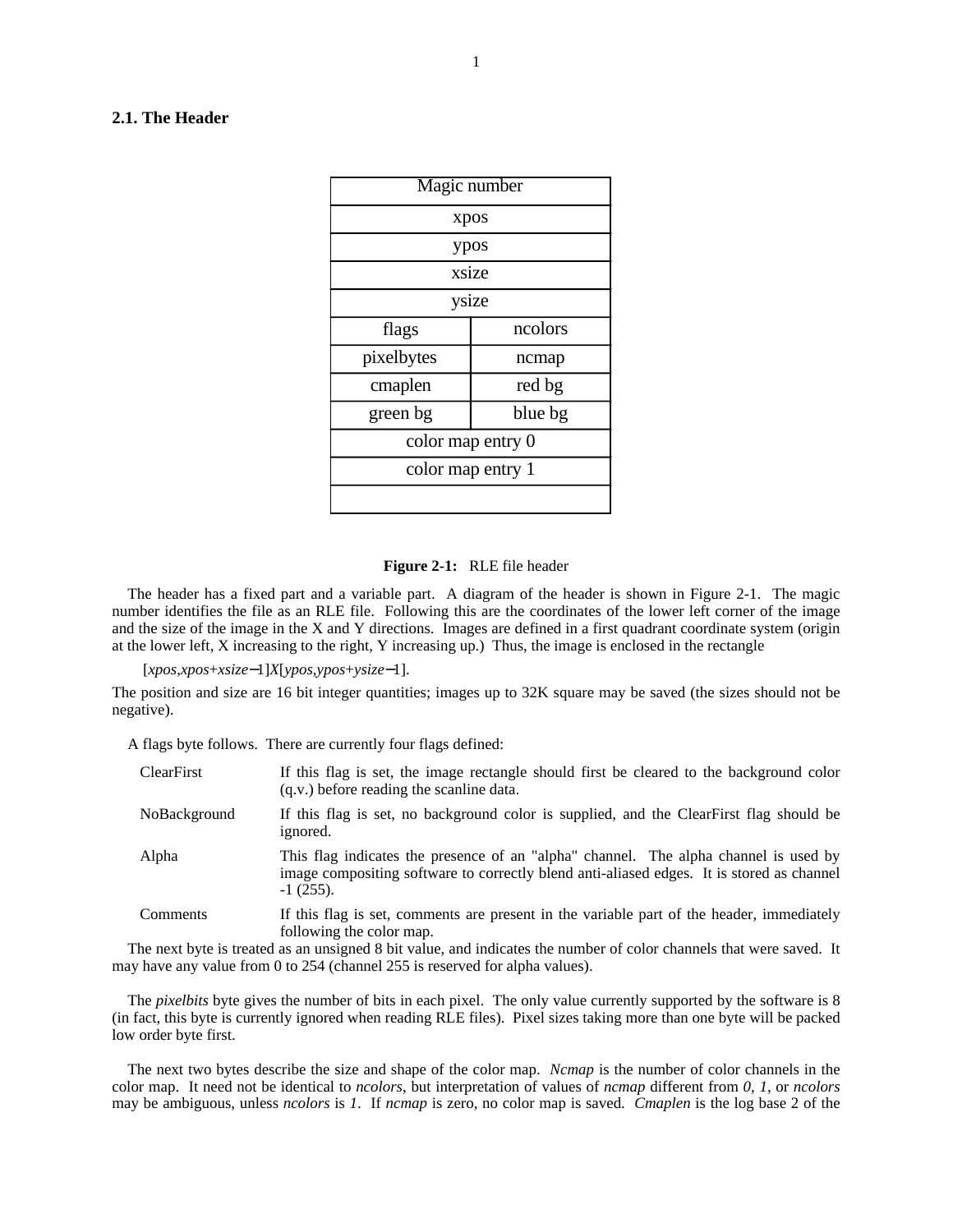## 2.1. The Header

| Magic number | |
|---|---|
| xpos | |
| ypos | |
| xsize | |
| ysize | |
| flags | ncolors |
| pixelbytes | ncmap |
| cmaplen | red bg |
| green bg | blue bg |
| color map entry 0 | |
| color map entry 1 | |
| | |

**Figure 2-1:** RLE file header

The header has a fixed part and a variable part. A diagram of the header is shown in Figure 2-1. The magic number identifies the file as an RLE file. Following this are the coordinates of the lower left corner of the image and the size of the image in the X and Y directions. Images are defined in a first quadrant coordinate system (origin at the lower left, X increasing to the right, Y increasing up.) Thus, the image is enclosed in the rectangle

$[xpos, xpos+xsize-1] X [ypos, ypos+ysize-1]$.

The position and size are 16 bit integer quantities; images up to 32K square may be saved (the sizes should not be negative).

A flags byte follows. There are currently four flags defined:

- ClearFirst — If this flag is set, the image rectangle should first be cleared to the background color (q.v.) before reading the scanline data.
- NoBackground — If this flag is set, no background color is supplied, and the ClearFirst flag should be ignored.
- Alpha — This flag indicates the presence of an "alpha" channel. The alpha channel is used by image compositing software to correctly blend anti-aliased edges. It is stored as channel -1 (255).
- Comments — If this flag is set, comments are present in the variable part of the header, immediately following the color map.

The next byte is treated as an unsigned 8 bit value, and indicates the number of color channels that were saved. It may have any value from 0 to 254 (channel 255 is reserved for alpha values).

The *pixelbits* byte gives the number of bits in each pixel. The only value currently supported by the software is 8 (in fact, this byte is currently ignored when reading RLE files). Pixel sizes taking more than one byte will be packed low order byte first.

The next two bytes describe the size and shape of the color map. *Ncmap* is the number of color channels in the color map. It need not be identical to *ncolors*, but interpretation of values of *ncmap* different from *0*, *1*, or *ncolors* may be ambiguous, unless *ncolors* is *1*. If *ncmap* is zero, no color map is saved. *Cmaplen* is the log base 2 of the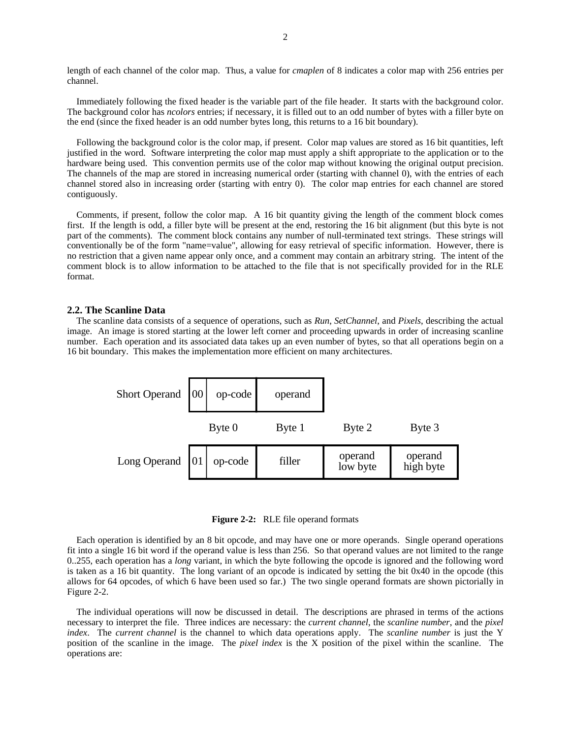length of each channel of the color map. Thus, a value for *cmaplen* of 8 indicates a color map with 256 entries per channel.

Immediately following the fixed header is the variable part of the file header. It starts with the background color. The background color has *ncolors* entries; if necessary, it is filled out to an odd number of bytes with a filler byte on the end (since the fixed header is an odd number bytes long, this returns to a 16 bit boundary).

Following the background color is the color map, if present. Color map values are stored as 16 bit quantities, left justified in the word. Software interpreting the color map must apply a shift appropriate to the application or to the hardware being used. This convention permits use of the color map without knowing the original output precision. The channels of the map are stored in increasing numerical order (starting with channel 0), with the entries of each channel stored also in increasing order (starting with entry 0). The color map entries for each channel are stored contiguously.

Comments, if present, follow the color map. A 16 bit quantity giving the length of the comment block comes first. If the length is odd, a filler byte will be present at the end, restoring the 16 bit alignment (but this byte is not part of the comments). The comment block contains any number of null-terminated text strings. These strings will conventionally be of the form "name=value", allowing for easy retrieval of specific information. However, there is no restriction that a given name appear only once, and a comment may contain an arbitrary string. The intent of the comment block is to allow information to be attached to the file that is not specifically provided for in the RLE format.

## 2.2. The Scanline Data

The scanline data consists of a sequence of operations, such as *Run*, *SetChannel*, and *Pixels*, describing the actual image. An image is stored starting at the lower left corner and proceeding upwards in order of increasing scanline number. Each operation and its associated data takes up an even number of bytes, so that all operations begin on a 16 bit boundary. This makes the implementation more efficient on many architectures.

| | Byte 0 | Byte 1 | Byte 2 | Byte 3 |
|---|---|---|---|---|
| Short Operand | 00 op-code | operand | | |
| Long Operand | 01 op-code | filler | operand low byte | operand high byte |

**Figure 2-2:** RLE file operand formats

Each operation is identified by an 8 bit opcode, and may have one or more operands. Single operand operations fit into a single 16 bit word if the operand value is less than 256. So that operand values are not limited to the range 0..255, each operation has a *long* variant, in which the byte following the opcode is ignored and the following word is taken as a 16 bit quantity. The long variant of an opcode is indicated by setting the bit 0x40 in the opcode (this allows for 64 opcodes, of which 6 have been used so far.) The two single operand formats are shown pictorially in Figure 2-2.

The individual operations will now be discussed in detail. The descriptions are phrased in terms of the actions necessary to interpret the file. Three indices are necessary: the *current channel*, the *scanline number*, and the *pixel index*. The *current channel* is the channel to which data operations apply. The *scanline number* is just the Y position of the scanline in the image. The *pixel index* is the X position of the pixel within the scanline. The operations are: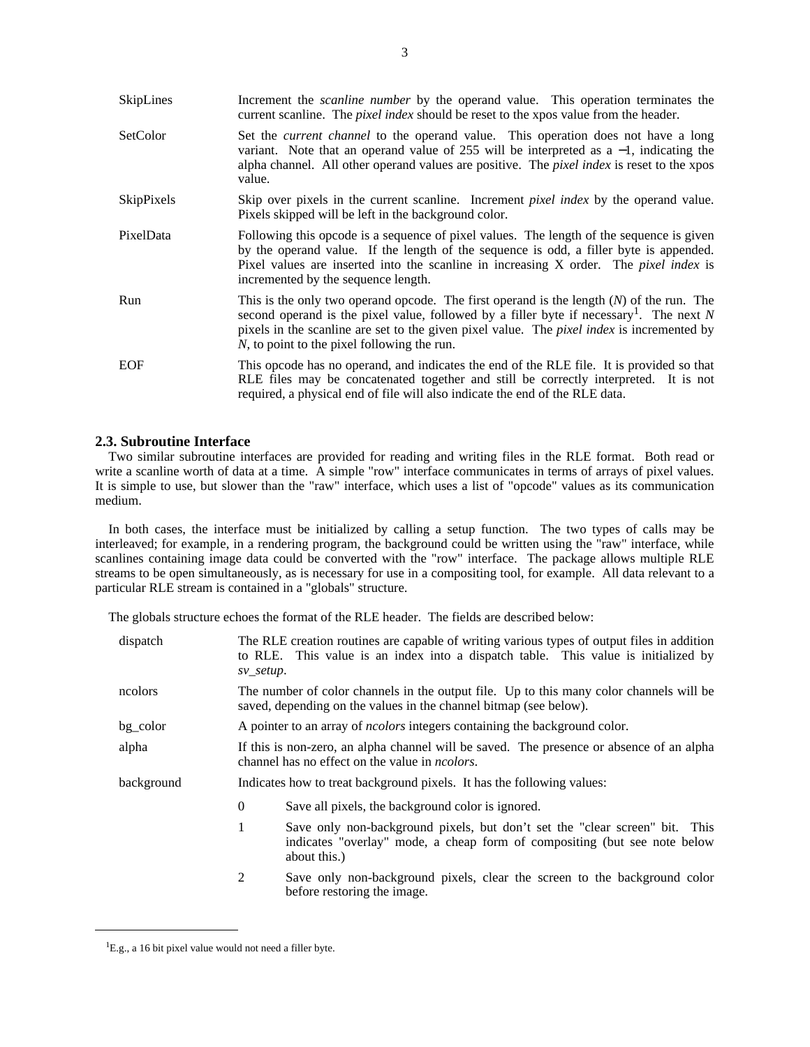| | |
|---|---|
| SkipLines | Increment the *scanline number* by the operand value. This operation terminates the current scanline. The *pixel index* should be reset to the xpos value from the header. |
| SetColor | Set the *current channel* to the operand value. This operation does not have a long variant. Note that an operand value of 255 will be interpreted as a −1, indicating the alpha channel. All other operand values are positive. The *pixel index* is reset to the xpos value. |
| SkipPixels | Skip over pixels in the current scanline. Increment *pixel index* by the operand value. Pixels skipped will be left in the background color. |
| PixelData | Following this opcode is a sequence of pixel values. The length of the sequence is given by the operand value. If the length of the sequence is odd, a filler byte is appended. Pixel values are inserted into the scanline in increasing X order. The *pixel index* is incremented by the sequence length. |
| Run | This is the only two operand opcode. The first operand is the length (*N*) of the run. The second operand is the pixel value, followed by a filler byte if necessary[1]. The next *N* pixels in the scanline are set to the given pixel value. The *pixel index* is incremented by *N*, to point to the pixel following the run. |
| EOF | This opcode has no operand, and indicates the end of the RLE file. It is provided so that RLE files may be concatenated together and still be correctly interpreted. It is not required, a physical end of file will also indicate the end of the RLE data. |

### 2.3. Subroutine Interface

Two similar subroutine interfaces are provided for reading and writing files in the RLE format. Both read or write a scanline worth of data at a time. A simple "row" interface communicates in terms of arrays of pixel values. It is simple to use, but slower than the "raw" interface, which uses a list of "opcode" values as its communication medium.

In both cases, the interface must be initialized by calling a setup function. The two types of calls may be interleaved; for example, in a rendering program, the background could be written using the "raw" interface, while scanlines containing image data could be converted with the "row" interface. The package allows multiple RLE streams to be open simultaneously, as is necessary for use in a compositing tool, for example. All data relevant to a particular RLE stream is contained in a "globals" structure.

The globals structure echoes the format of the RLE header. The fields are described below:

| | |
|---|---|
| dispatch | The RLE creation routines are capable of writing various types of output files in addition to RLE. This value is an index into a dispatch table. This value is initialized by *sv_setup*. |
| ncolors | The number of color channels in the output file. Up to this many color channels will be saved, depending on the values in the channel bitmap (see below). |
| bg_color | A pointer to an array of *ncolors* integers containing the background color. |
| alpha | If this is non-zero, an alpha channel will be saved. The presence or absence of an alpha channel has no effect on the value in *ncolors*. |
| background | Indicates how to treat background pixels. It has the following values: |

| | |
|---|---|
| 0 | Save all pixels, the background color is ignored. |
| 1 | Save only non-background pixels, but don't set the "clear screen" bit. This indicates "overlay" mode, a cheap form of compositing (but see note below about this.) |
| 2 | Save only non-background pixels, clear the screen to the background color before restoring the image. |

[1] E.g., a 16 bit pixel value would not need a filler byte.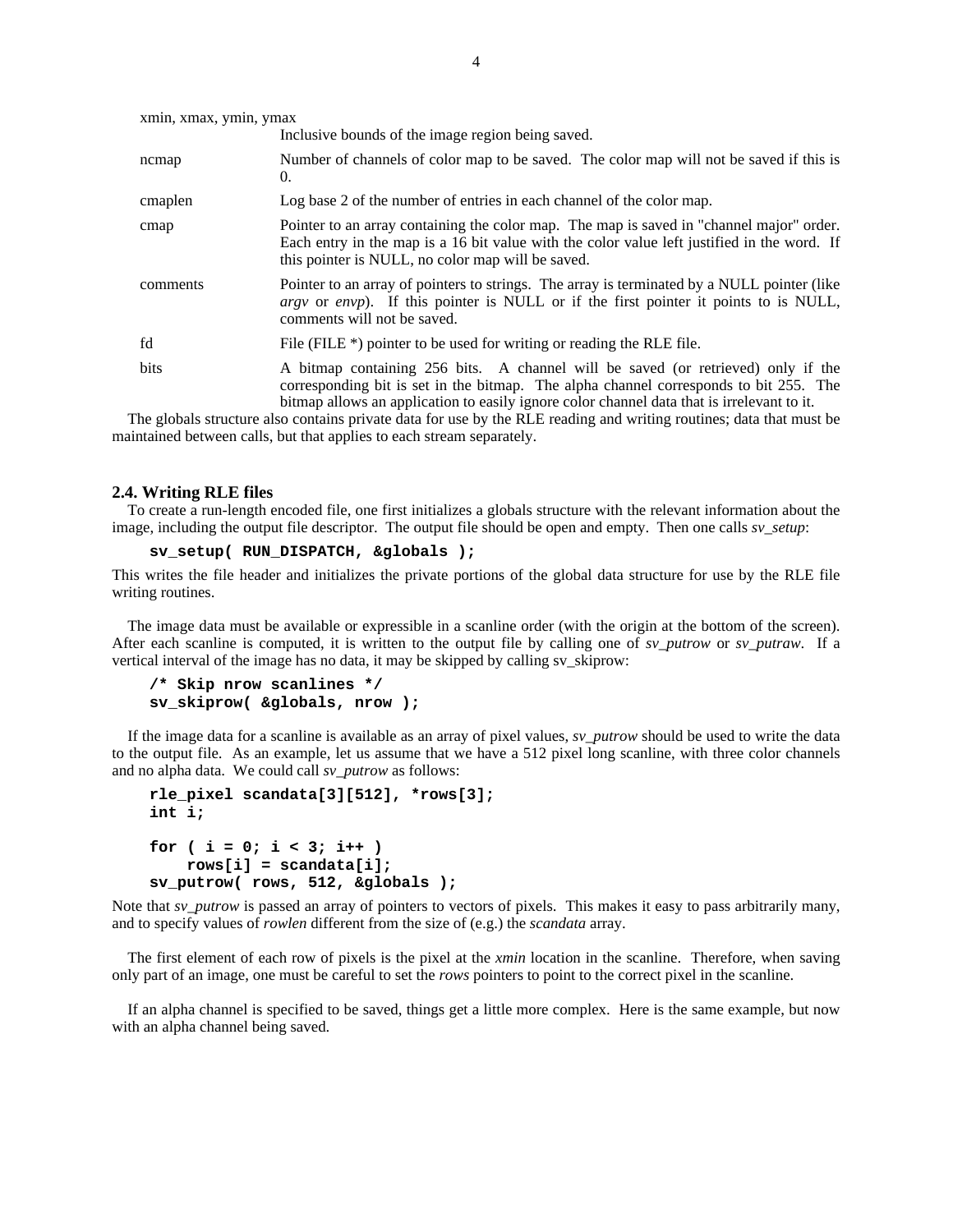xmin, xmax, ymin, ymax
: Inclusive bounds of the image region being saved.

ncmap
: Number of channels of color map to be saved. The color map will not be saved if this is 0.

cmaplen
: Log base 2 of the number of entries in each channel of the color map.

cmap
: Pointer to an array containing the color map. The map is saved in "channel major" order. Each entry in the map is a 16 bit value with the color value left justified in the word. If this pointer is NULL, no color map will be saved.

comments
: Pointer to an array of pointers to strings. The array is terminated by a NULL pointer (like *argv* or *envp*). If this pointer is NULL or if the first pointer it points to is NULL, comments will not be saved.

fd
: File (FILE *) pointer to be used for writing or reading the RLE file.

bits
: A bitmap containing 256 bits. A channel will be saved (or retrieved) only if the corresponding bit is set in the bitmap. The alpha channel corresponds to bit 255. The bitmap allows an application to easily ignore color channel data that is irrelevant to it.

The globals structure also contains private data for use by the RLE reading and writing routines; data that must be maintained between calls, but that applies to each stream separately.

### 2.4. Writing RLE files

To create a run-length encoded file, one first initializes a globals structure with the relevant information about the image, including the output file descriptor. The output file should be open and empty. Then one calls *sv_setup*:

```
sv_setup( RUN_DISPATCH, &globals );
```

This writes the file header and initializes the private portions of the global data structure for use by the RLE file writing routines.

The image data must be available or expressible in a scanline order (with the origin at the bottom of the screen). After each scanline is computed, it is written to the output file by calling one of *sv_putrow* or *sv_putraw*. If a vertical interval of the image has no data, it may be skipped by calling sv_skiprow:

```
/* Skip nrow scanlines */
sv_skiprow( &globals, nrow );
```

If the image data for a scanline is available as an array of pixel values, *sv_putrow* should be used to write the data to the output file. As an example, let us assume that we have a 512 pixel long scanline, with three color channels and no alpha data. We could call *sv_putrow* as follows:

```
rle_pixel scandata[3][512], *rows[3];
int i;

for ( i = 0; i < 3; i++ )
    rows[i] = scandata[i];
sv_putrow( rows, 512, &globals );
```

Note that *sv_putrow* is passed an array of pointers to vectors of pixels. This makes it easy to pass arbitrarily many, and to specify values of *rowlen* different from the size of (e.g.) the *scandata* array.

The first element of each row of pixels is the pixel at the *xmin* location in the scanline. Therefore, when saving only part of an image, one must be careful to set the *rows* pointers to point to the correct pixel in the scanline.

If an alpha channel is specified to be saved, things get a little more complex. Here is the same example, but now with an alpha channel being saved.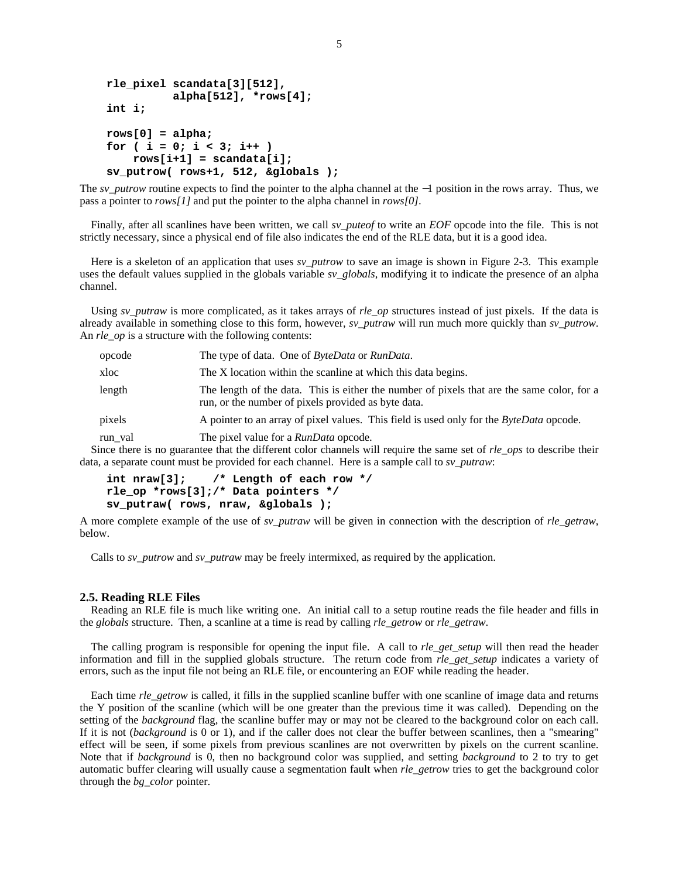```
rle_pixel scandata[3][512],
          alpha[512], *rows[4];
int i;

rows[0] = alpha;
for ( i = 0; i < 3; i++ )
    rows[i+1] = scandata[i];
sv_putrow( rows+1, 512, &globals );
```

The *sv_putrow* routine expects to find the pointer to the alpha channel at the −1 position in the rows array. Thus, we pass a pointer to *rows[1]* and put the pointer to the alpha channel in *rows[0]*.

Finally, after all scanlines have been written, we call *sv_puteof* to write an *EOF* opcode into the file. This is not strictly necessary, since a physical end of file also indicates the end of the RLE data, but it is a good idea.

Here is a skeleton of an application that uses *sv_putrow* to save an image is shown in Figure 2-3. This example uses the default values supplied in the globals variable *sv_globals*, modifying it to indicate the presence of an alpha channel.

Using *sv_putraw* is more complicated, as it takes arrays of *rle_op* structures instead of just pixels. If the data is already available in something close to this form, however, *sv_putraw* will run much more quickly than *sv_putrow*. An *rle_op* is a structure with the following contents:

- opcode — The type of data. One of *ByteData* or *RunData*.
- xloc — The X location within the scanline at which this data begins.
- length — The length of the data. This is either the number of pixels that are the same color, for a run, or the number of pixels provided as byte data.
- pixels — A pointer to an array of pixel values. This field is used only for the *ByteData* opcode.
- run_val — The pixel value for a *RunData* opcode.

Since there is no guarantee that the different color channels will require the same set of *rle_ops* to describe their data, a separate count must be provided for each channel. Here is a sample call to *sv_putraw*:

```
int nraw[3];    /* Length of each row */
rle_op *rows[3];/* Data pointers */
sv_putraw( rows, nraw, &globals );
```

A more complete example of the use of *sv_putraw* will be given in connection with the description of *rle_getraw*, below.

Calls to *sv_putrow* and *sv_putraw* may be freely intermixed, as required by the application.

## 2.5. Reading RLE Files

Reading an RLE file is much like writing one. An initial call to a setup routine reads the file header and fills in the *globals* structure. Then, a scanline at a time is read by calling *rle_getrow* or *rle_getraw*.

The calling program is responsible for opening the input file. A call to *rle_get_setup* will then read the header information and fill in the supplied globals structure. The return code from *rle_get_setup* indicates a variety of errors, such as the input file not being an RLE file, or encountering an EOF while reading the header.

Each time *rle_getrow* is called, it fills in the supplied scanline buffer with one scanline of image data and returns the Y position of the scanline (which will be one greater than the previous time it was called). Depending on the setting of the *background* flag, the scanline buffer may or may not be cleared to the background color on each call. If it is not (*background* is 0 or 1), and if the caller does not clear the buffer between scanlines, then a "smearing" effect will be seen, if some pixels from previous scanlines are not overwritten by pixels on the current scanline. Note that if *background* is 0, then no background color was supplied, and setting *background* to 2 to try to get automatic buffer clearing will usually cause a segmentation fault when *rle_getrow* tries to get the background color through the *bg_color* pointer.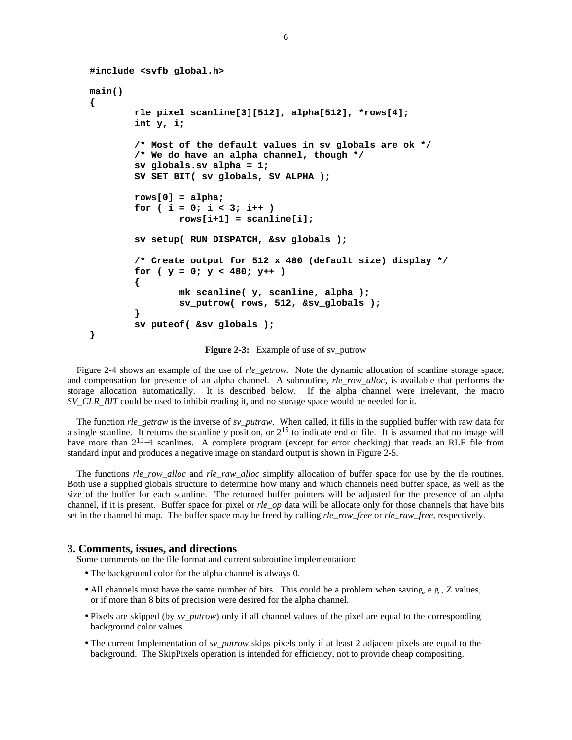```
#include <svfb_global.h>

main()
{
        rle_pixel scanline[3][512], alpha[512], *rows[4];
        int y, i;

        /* Most of the default values in sv_globals are ok */
        /* We do have an alpha channel, though */
        sv_globals.sv_alpha = 1;
        SV_SET_BIT( sv_globals, SV_ALPHA );

        rows[0] = alpha;
        for ( i = 0; i < 3; i++ )
                rows[i+1] = scanline[i];

        sv_setup( RUN_DISPATCH, &sv_globals );

        /* Create output for 512 x 480 (default size) display */
        for ( y = 0; y < 480; y++ )
        {
                mk_scanline( y, scanline, alpha );
                sv_putrow( rows, 512, &sv_globals );
        }
        sv_puteof( &sv_globals );
}
```

**Figure 2-3:** Example of use of sv_putrow

Figure 2-4 shows an example of the use of *rle_getrow*. Note the dynamic allocation of scanline storage space, and compensation for presence of an alpha channel. A subroutine, *rle_row_alloc*, is available that performs the storage allocation automatically. It is described below. If the alpha channel were irrelevant, the macro *SV_CLR_BIT* could be used to inhibit reading it, and no storage space would be needed for it.

The function *rle_getraw* is the inverse of *sv_putraw*. When called, it fills in the supplied buffer with raw data for a single scanline. It returns the scanline *y* position, or $2^{15}$ to indicate end of file. It is assumed that no image will have more than $2^{15}-1$ scanlines. A complete program (except for error checking) that reads an RLE file from standard input and produces a negative image on standard output is shown in Figure 2-5.

The functions *rle_row_alloc* and *rle_raw_alloc* simplify allocation of buffer space for use by the rle routines. Both use a supplied globals structure to determine how many and which channels need buffer space, as well as the size of the buffer for each scanline. The returned buffer pointers will be adjusted for the presence of an alpha channel, if it is present. Buffer space for pixel or *rle_op* data will be allocate only for those channels that have bits set in the channel bitmap. The buffer space may be freed by calling *rle_row_free* or *rle_raw_free*, respectively.

## 3. Comments, issues, and directions

Some comments on the file format and current subroutine implementation:

- The background color for the alpha channel is always 0.
- All channels must have the same number of bits. This could be a problem when saving, e.g., Z values, or if more than 8 bits of precision were desired for the alpha channel.
- Pixels are skipped (by *sv_putrow*) only if all channel values of the pixel are equal to the corresponding background color values.
- The current Implementation of *sv_putrow* skips pixels only if at least 2 adjacent pixels are equal to the background. The SkipPixels operation is intended for efficiency, not to provide cheap compositing.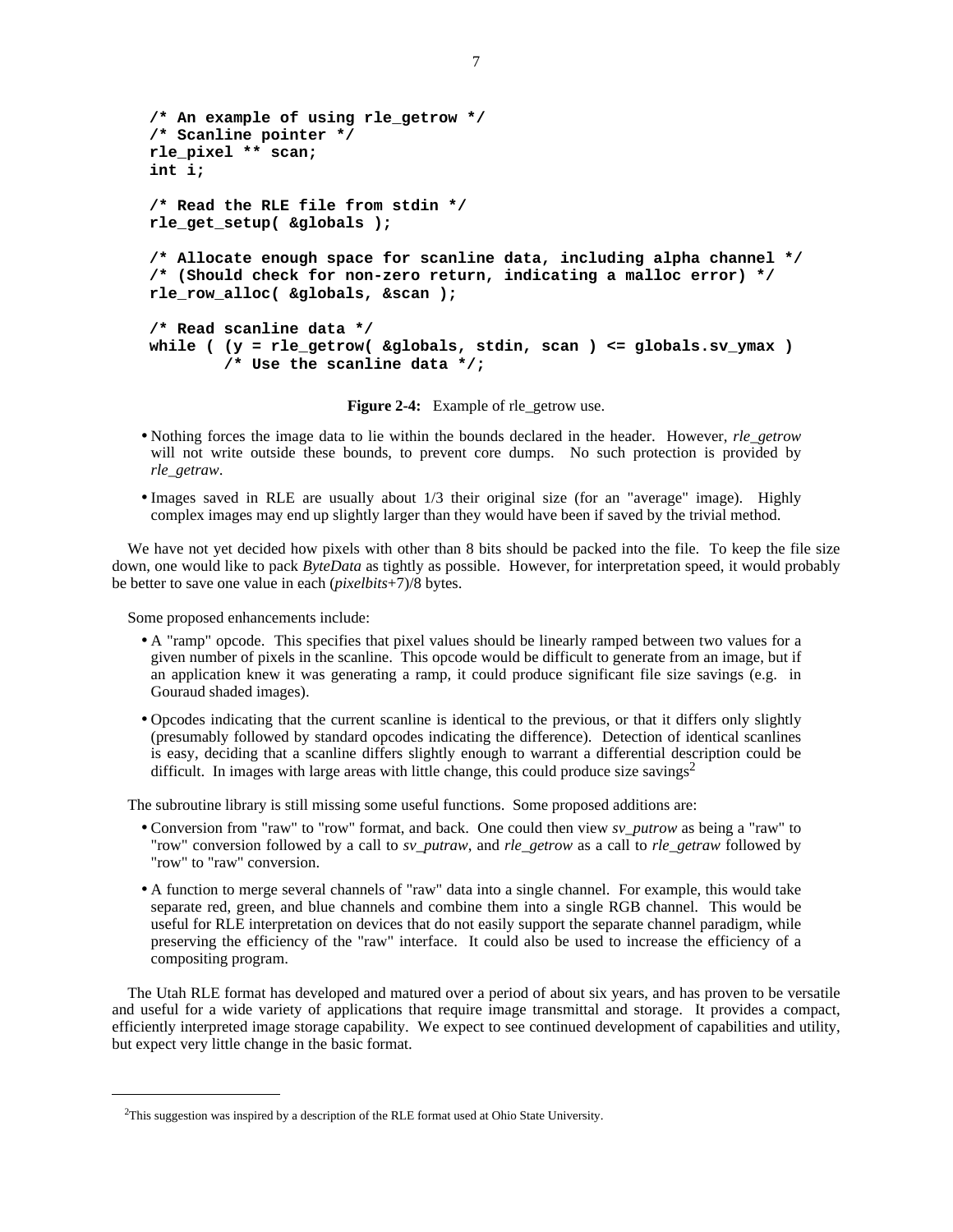```
/* An example of using rle_getrow */
/* Scanline pointer */
rle_pixel ** scan;
int i;

/* Read the RLE file from stdin */
rle_get_setup( &globals );

/* Allocate enough space for scanline data, including alpha channel */
/* (Should check for non-zero return, indicating a malloc error) */
rle_row_alloc( &globals, &scan );

/* Read scanline data */
while ( (y = rle_getrow( &globals, stdin, scan ) <= globals.sv_ymax )
        /* Use the scanline data */;
```

**Figure 2-4:** Example of rle_getrow use.

- Nothing forces the image data to lie within the bounds declared in the header. However, *rle_getrow* will not write outside these bounds, to prevent core dumps. No such protection is provided by *rle_getraw*.
- Images saved in RLE are usually about 1/3 their original size (for an "average" image). Highly complex images may end up slightly larger than they would have been if saved by the trivial method.

We have not yet decided how pixels with other than 8 bits should be packed into the file. To keep the file size down, one would like to pack *ByteData* as tightly as possible. However, for interpretation speed, it would probably be better to save one value in each (*pixelbits*+7)/8 bytes.

Some proposed enhancements include:

- A "ramp" opcode. This specifies that pixel values should be linearly ramped between two values for a given number of pixels in the scanline. This opcode would be difficult to generate from an image, but if an application knew it was generating a ramp, it could produce significant file size savings (e.g. in Gouraud shaded images).
- Opcodes indicating that the current scanline is identical to the previous, or that it differs only slightly (presumably followed by standard opcodes indicating the difference). Detection of identical scanlines is easy, deciding that a scanline differs slightly enough to warrant a differential description could be difficult. In images with large areas with little change, this could produce size savings[2]

The subroutine library is still missing some useful functions. Some proposed additions are:

- Conversion from "raw" to "row" format, and back. One could then view *sv_putrow* as being a "raw" to "row" conversion followed by a call to *sv_putraw*, and *rle_getrow* as a call to *rle_getraw* followed by "row" to "raw" conversion.
- A function to merge several channels of "raw" data into a single channel. For example, this would take separate red, green, and blue channels and combine them into a single RGB channel. This would be useful for RLE interpretation on devices that do not easily support the separate channel paradigm, while preserving the efficiency of the "raw" interface. It could also be used to increase the efficiency of a compositing program.

The Utah RLE format has developed and matured over a period of about six years, and has proven to be versatile and useful for a wide variety of applications that require image transmittal and storage. It provides a compact, efficiently interpreted image storage capability. We expect to see continued development of capabilities and utility, but expect very little change in the basic format.

---

[2] This suggestion was inspired by a description of the RLE format used at Ohio State University.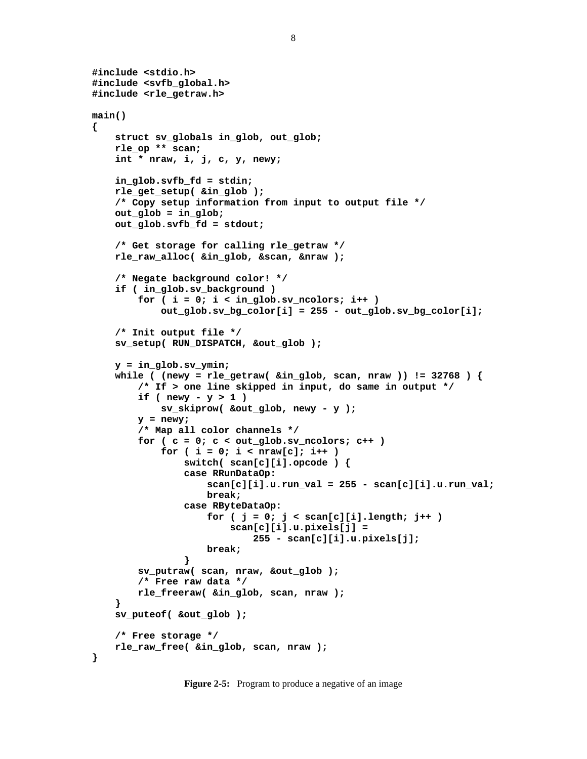```
#include <stdio.h>
#include <svfb_global.h>
#include <rle_getraw.h>

main()
{
    struct sv_globals in_glob, out_glob;
    rle_op ** scan;
    int * nraw, i, j, c, y, newy;

    in_glob.svfb_fd = stdin;
    rle_get_setup( &in_glob );
    /* Copy setup information from input to output file */
    out_glob = in_glob;
    out_glob.svfb_fd = stdout;

    /* Get storage for calling rle_getraw */
    rle_raw_alloc( &in_glob, &scan, &nraw );

    /* Negate background color! */
    if ( in_glob.sv_background )
        for ( i = 0; i < in_glob.sv_ncolors; i++ )
            out_glob.sv_bg_color[i] = 255 - out_glob.sv_bg_color[i];

    /* Init output file */
    sv_setup( RUN_DISPATCH, &out_glob );

    y = in_glob.sv_ymin;
    while ( (newy = rle_getraw( &in_glob, scan, nraw )) != 32768 ) {
        /* If > one line skipped in input, do same in output */
        if ( newy - y > 1 )
            sv_skiprow( &out_glob, newy - y );
        y = newy;
        /* Map all color channels */
        for ( c = 0; c < out_glob.sv_ncolors; c++ )
            for ( i = 0; i < nraw[c]; i++ )
                switch( scan[c][i].opcode ) {
                case RRunDataOp:
                    scan[c][i].u.run_val = 255 - scan[c][i].u.run_val;
                    break;
                case RByteDataOp:
                    for ( j = 0; j < scan[c][i].length; j++ )
                        scan[c][i].u.pixels[j] =
                            255 - scan[c][i].u.pixels[j];
                    break;
                }
        sv_putraw( scan, nraw, &out_glob );
        /* Free raw data */
        rle_freeraw( &in_glob, scan, nraw );
    }
    sv_puteof( &out_glob );

    /* Free storage */
    rle_raw_free( &in_glob, scan, nraw );
}
```

**Figure 2-5:** Program to produce a negative of an image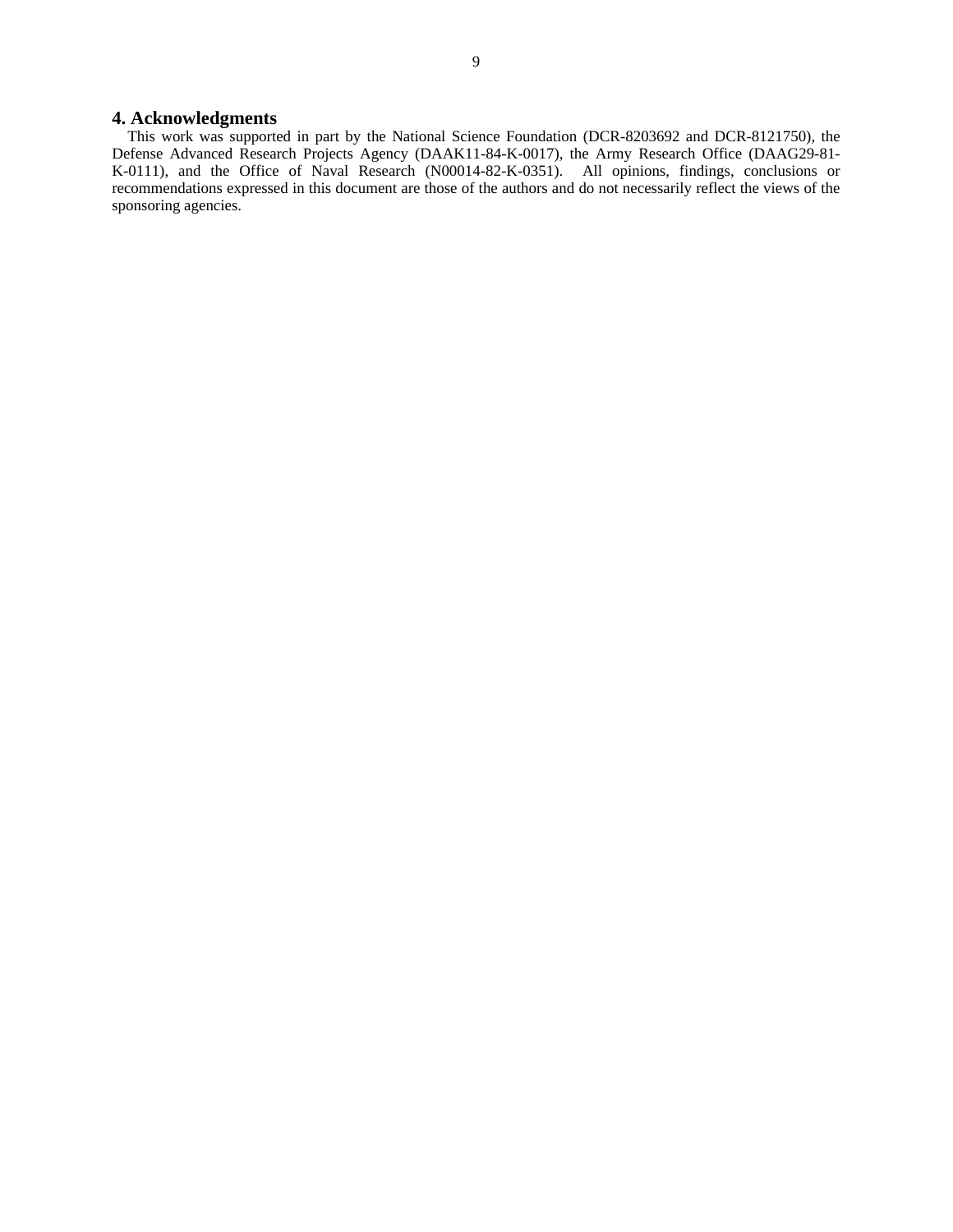## 4. Acknowledgments

This work was supported in part by the National Science Foundation (DCR-8203692 and DCR-8121750), the Defense Advanced Research Projects Agency (DAAK11-84-K-0017), the Army Research Office (DAAG29-81-K-0111), and the Office of Naval Research (N00014-82-K-0351). All opinions, findings, conclusions or recommendations expressed in this document are those of the authors and do not necessarily reflect the views of the sponsoring agencies.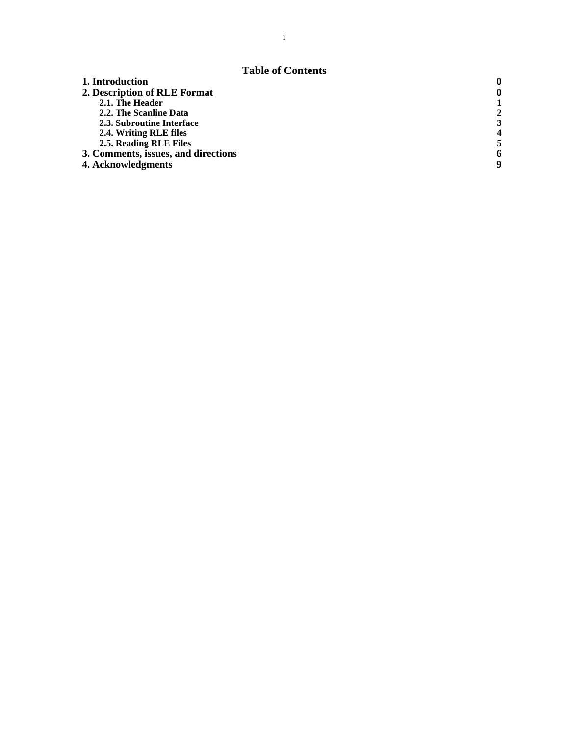## Table of Contents

| | |
|---|---|
| **1. Introduction** | **0** |
| **2. Description of RLE Format** | **0** |
| **2.1. The Header** | **1** |
| **2.2. The Scanline Data** | **2** |
| **2.3. Subroutine Interface** | **3** |
| **2.4. Writing RLE files** | **4** |
| **2.5. Reading RLE Files** | **5** |
| **3. Comments, issues, and directions** | **6** |
| **4. Acknowledgments** | **9** |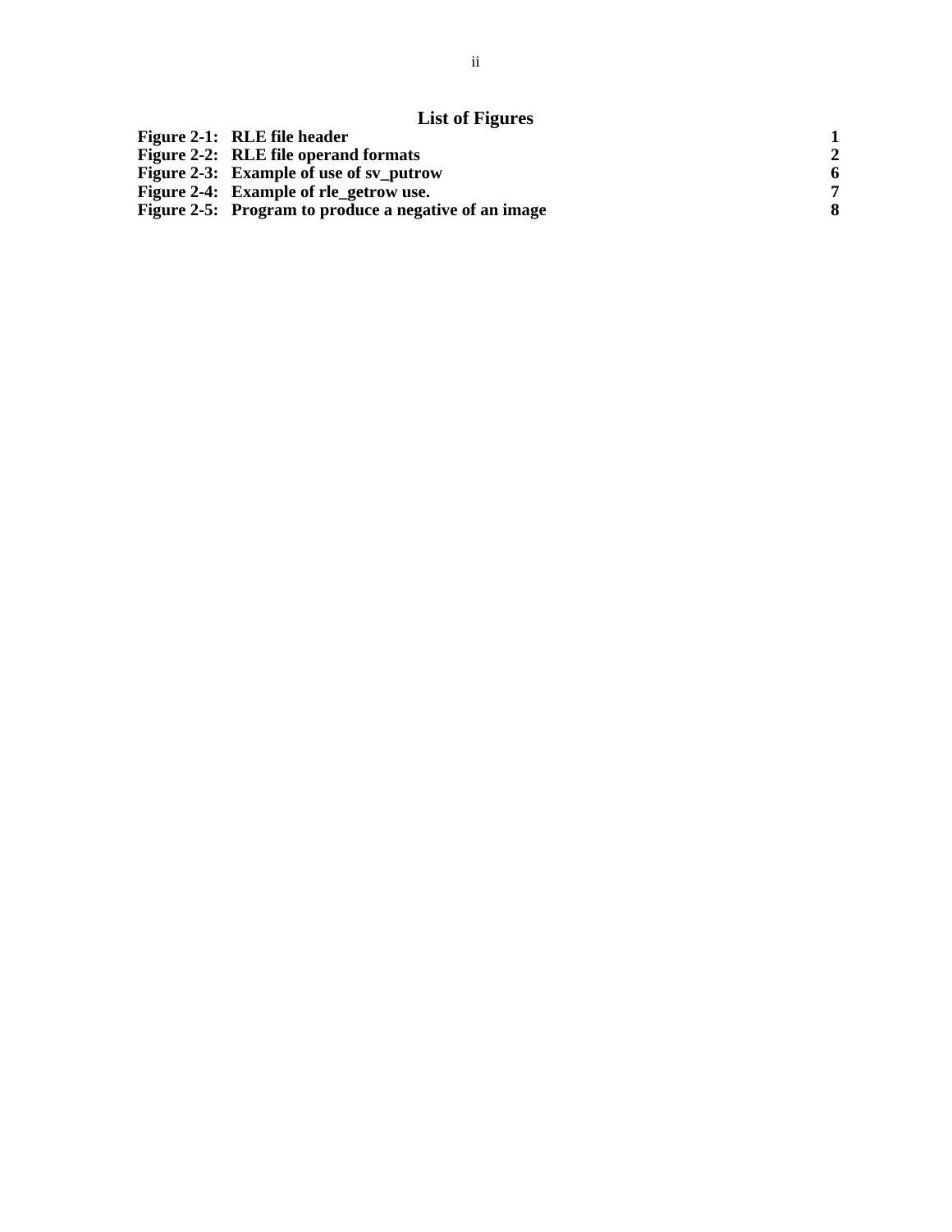## List of Figures

**Figure 2-1: RLE file header** **1**
**Figure 2-2: RLE file operand formats** **2**
**Figure 2-3: Example of use of sv_putrow** **6**
**Figure 2-4: Example of rle_getrow use.** **7**
**Figure 2-5: Program to produce a negative of an image** **8**